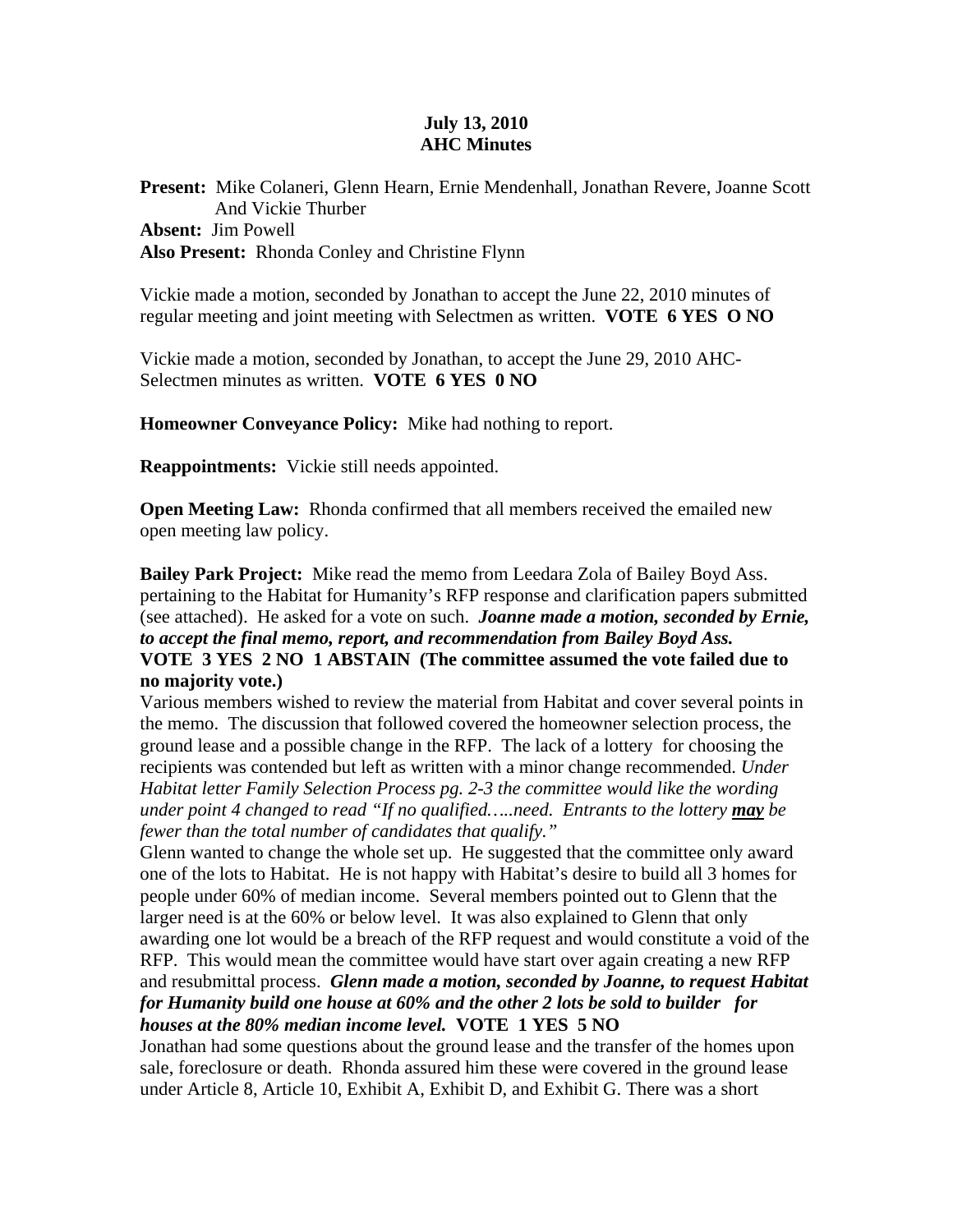**July 13, 2010**
**AHC Minutes**

**Present:** Mike Colaneri, Glenn Hearn, Ernie Mendenhall, Jonathan Revere, Joanne Scott And Vickie Thurber
**Absent:** Jim Powell
**Also Present:** Rhonda Conley and Christine Flynn

Vickie made a motion, seconded by Jonathan to accept the June 22, 2010 minutes of regular meeting and joint meeting with Selectmen as written. **VOTE 6 YES O NO**

Vickie made a motion, seconded by Jonathan, to accept the June 29, 2010 AHC-Selectmen minutes as written. **VOTE 6 YES 0 NO**

**Homeowner Conveyance Policy:** Mike had nothing to report.

**Reappointments:** Vickie still needs appointed.

**Open Meeting Law:** Rhonda confirmed that all members received the emailed new open meeting law policy.

**Bailey Park Project:** Mike read the memo from Leedara Zola of Bailey Boyd Ass. pertaining to the Habitat for Humanity's RFP response and clarification papers submitted (see attached). He asked for a vote on such. ***Joanne made a motion, seconded by Ernie, to accept the final memo, report, and recommendation from Bailey Boyd Ass.***
**VOTE 3 YES 2 NO 1 ABSTAIN (The committee assumed the vote failed due to no majority vote.)**
Various members wished to review the material from Habitat and cover several points in the memo. The discussion that followed covered the homeowner selection process, the ground lease and a possible change in the RFP. The lack of a lottery for choosing the recipients was contended but left as written with a minor change recommended. *Under Habitat letter Family Selection Process pg. 2-3 the committee would like the wording under point 4 changed to read "If no qualified…..need. Entrants to the lottery **may** be fewer than the total number of candidates that qualify."*
Glenn wanted to change the whole set up. He suggested that the committee only award one of the lots to Habitat. He is not happy with Habitat's desire to build all 3 homes for people under 60% of median income. Several members pointed out to Glenn that the larger need is at the 60% or below level. It was also explained to Glenn that only awarding one lot would be a breach of the RFP request and would constitute a void of the RFP. This would mean the committee would have start over again creating a new RFP and resubmittal process. ***Glenn made a motion, seconded by Joanne, to request Habitat for Humanity build one house at 60% and the other 2 lots be sold to builder for houses at the 80% median income level.*** **VOTE 1 YES 5 NO**
Jonathan had some questions about the ground lease and the transfer of the homes upon sale, foreclosure or death. Rhonda assured him these were covered in the ground lease under Article 8, Article 10, Exhibit A, Exhibit D, and Exhibit G. There was a short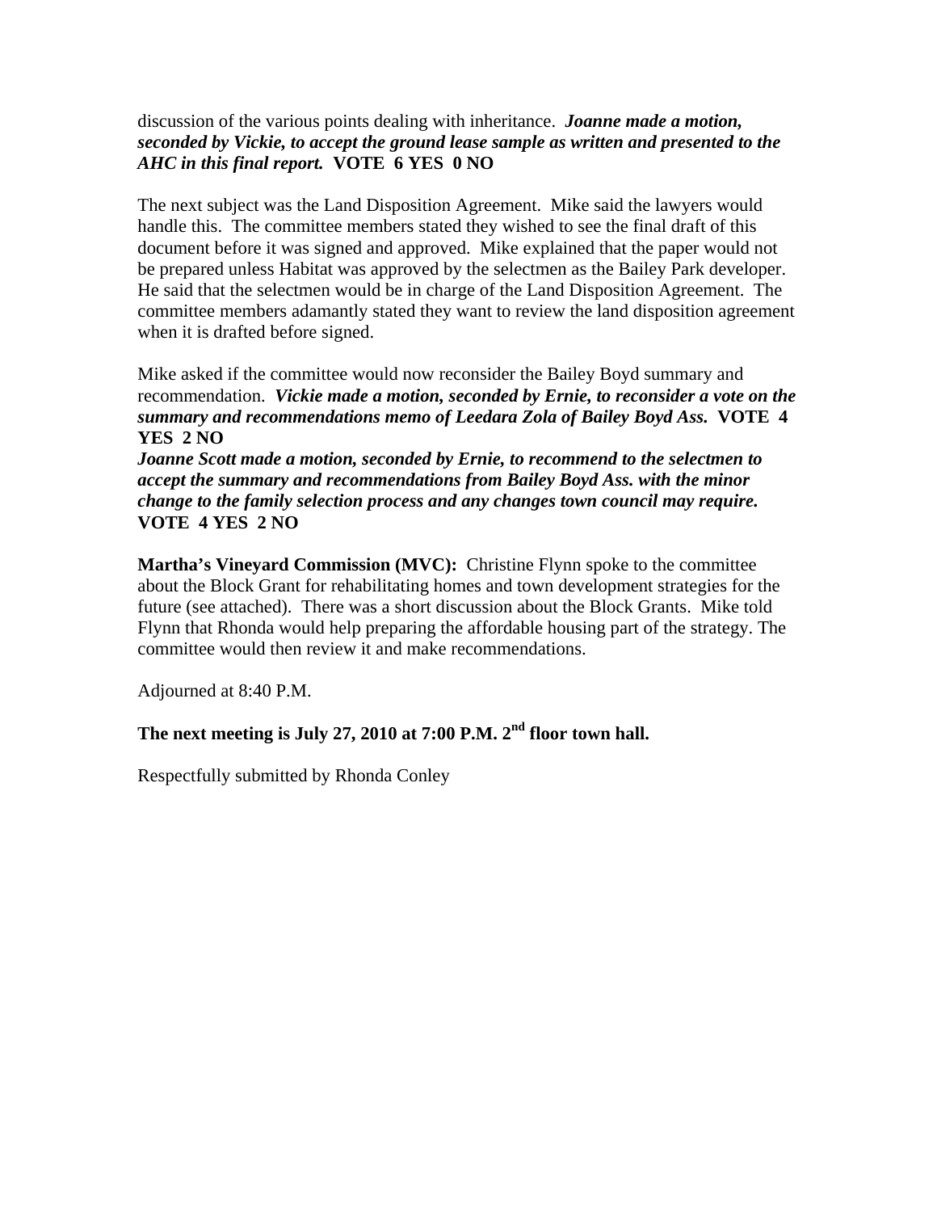discussion of the various points dealing with inheritance. ***Joanne made a motion, seconded by Vickie, to accept the ground lease sample as written and presented to the AHC in this final report.*** **VOTE 6 YES 0 NO**

The next subject was the Land Disposition Agreement. Mike said the lawyers would handle this. The committee members stated they wished to see the final draft of this document before it was signed and approved. Mike explained that the paper would not be prepared unless Habitat was approved by the selectmen as the Bailey Park developer. He said that the selectmen would be in charge of the Land Disposition Agreement. The committee members adamantly stated they want to review the land disposition agreement when it is drafted before signed.

Mike asked if the committee would now reconsider the Bailey Boyd summary and recommendation. ***Vickie made a motion, seconded by Ernie, to reconsider a vote on the summary and recommendations memo of Leedara Zola of Bailey Boyd Ass.*** **VOTE 4 YES 2 NO**

***Joanne Scott made a motion, seconded by Ernie, to recommend to the selectmen to accept the summary and recommendations from Bailey Boyd Ass. with the minor change to the family selection process and any changes town council may require.*** **VOTE 4 YES 2 NO**

**Martha's Vineyard Commission (MVC):** Christine Flynn spoke to the committee about the Block Grant for rehabilitating homes and town development strategies for the future (see attached). There was a short discussion about the Block Grants. Mike told Flynn that Rhonda would help preparing the affordable housing part of the strategy. The committee would then review it and make recommendations.

Adjourned at 8:40 P.M.

**The next meeting is July 27, 2010 at 7:00 P.M. 2nd floor town hall.**

Respectfully submitted by Rhonda Conley